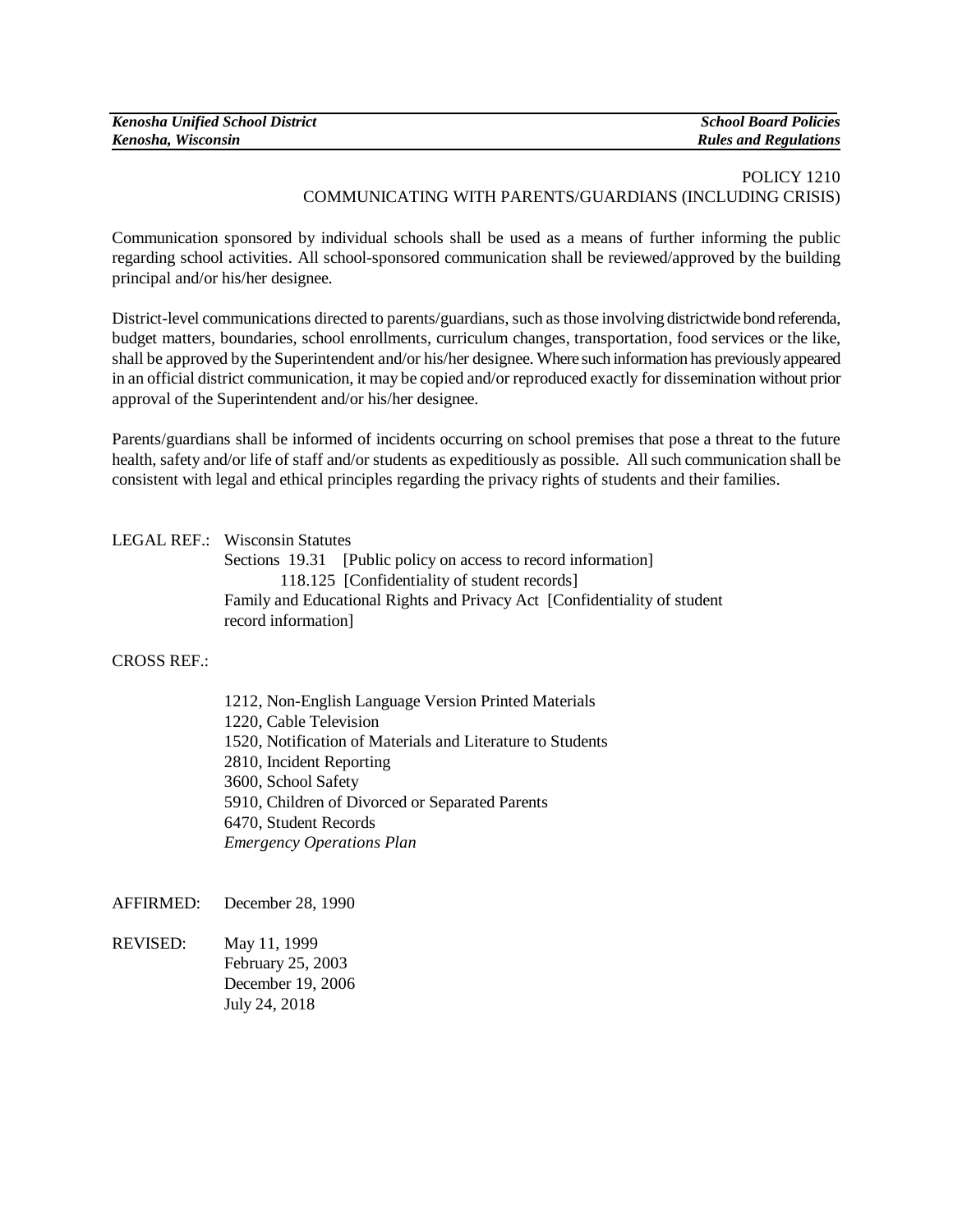POLICY 1210
COMMUNICATING WITH PARENTS/GUARDIANS (INCLUDING CRISIS)

Communication sponsored by individual schools shall be used as a means of further informing the public regarding school activities. All school-sponsored communication shall be reviewed/approved by the building principal and/or his/her designee.

District-level communications directed to parents/guardians, such as those involving districtwide bond referenda, budget matters, boundaries, school enrollments, curriculum changes, transportation, food services or the like, shall be approved by the Superintendent and/or his/her designee. Where such information has previously appeared in an official district communication, it may be copied and/or reproduced exactly for dissemination without prior approval of the Superintendent and/or his/her designee.

Parents/guardians shall be informed of incidents occurring on school premises that pose a threat to the future health, safety and/or life of staff and/or students as expeditiously as possible. All such communication shall be consistent with legal and ethical principles regarding the privacy rights of students and their families.

LEGAL REF.: Wisconsin Statutes
Sections 19.31 [Public policy on access to record information]
118.125 [Confidentiality of student records]
Family and Educational Rights and Privacy Act [Confidentiality of student record information]

CROSS REF.:

1212, Non-English Language Version Printed Materials
1220, Cable Television
1520, Notification of Materials and Literature to Students
2810, Incident Reporting
3600, School Safety
5910, Children of Divorced or Separated Parents
6470, Student Records
*Emergency Operations Plan*

AFFIRMED: December 28, 1990

REVISED: May 11, 1999
February 25, 2003
December 19, 2006
July 24, 2018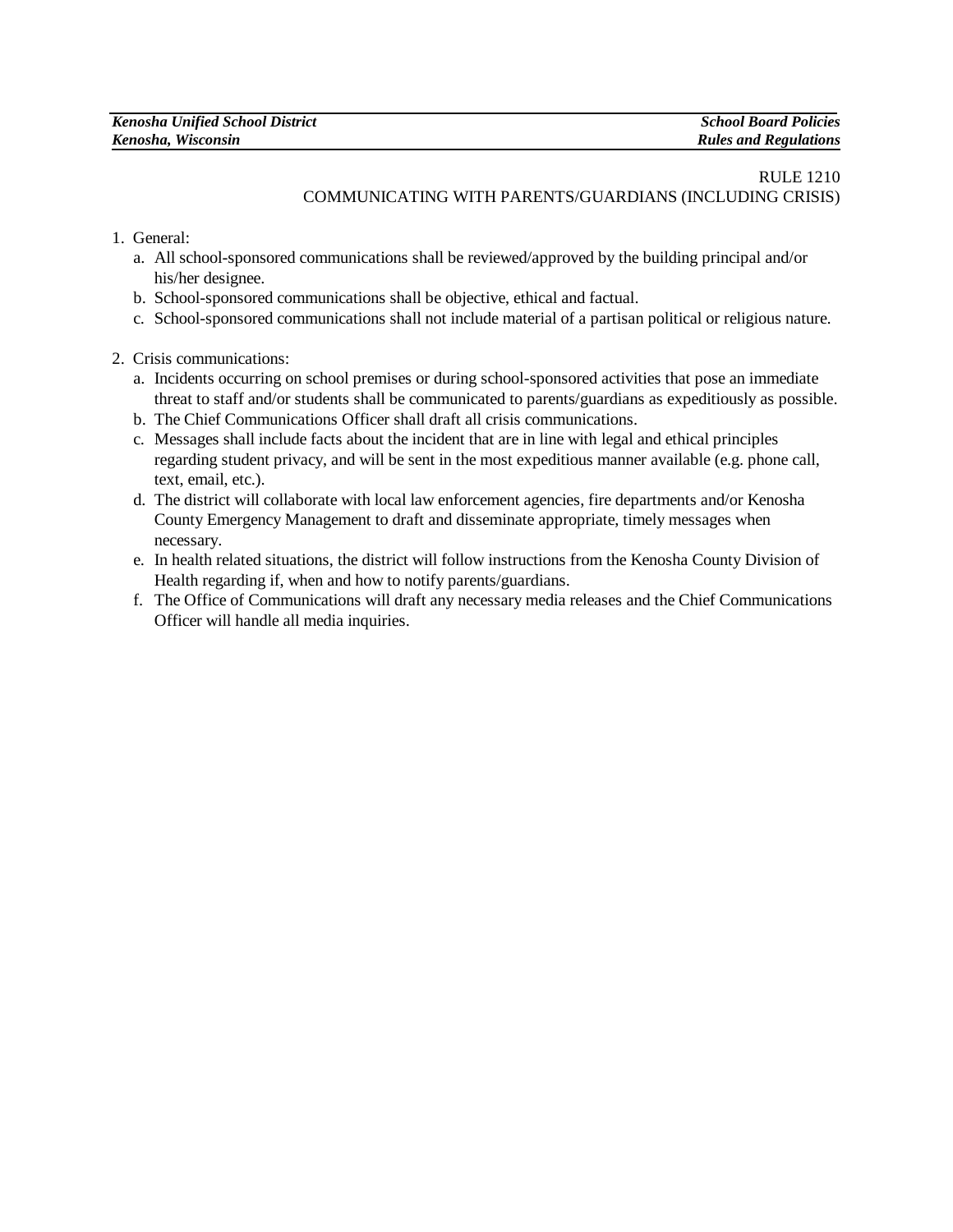RULE 1210
COMMUNICATING WITH PARENTS/GUARDIANS (INCLUDING CRISIS)

1. General:
   a. All school-sponsored communications shall be reviewed/approved by the building principal and/or his/her designee.
   b. School-sponsored communications shall be objective, ethical and factual.
   c. School-sponsored communications shall not include material of a partisan political or religious nature.

2. Crisis communications:
   a. Incidents occurring on school premises or during school-sponsored activities that pose an immediate threat to staff and/or students shall be communicated to parents/guardians as expeditiously as possible.
   b. The Chief Communications Officer shall draft all crisis communications.
   c. Messages shall include facts about the incident that are in line with legal and ethical principles regarding student privacy, and will be sent in the most expeditious manner available (e.g. phone call, text, email, etc.).
   d. The district will collaborate with local law enforcement agencies, fire departments and/or Kenosha County Emergency Management to draft and disseminate appropriate, timely messages when necessary.
   e. In health related situations, the district will follow instructions from the Kenosha County Division of Health regarding if, when and how to notify parents/guardians.
   f. The Office of Communications will draft any necessary media releases and the Chief Communications Officer will handle all media inquiries.